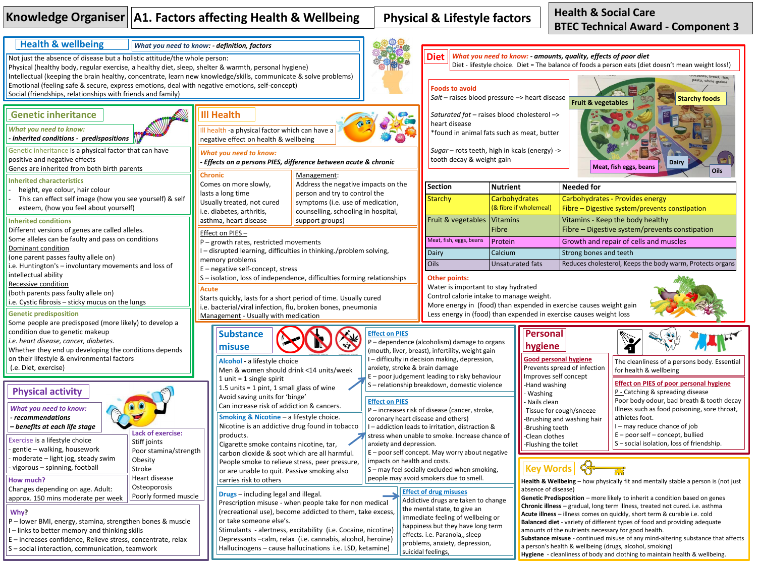# Knowledge Organiser — A1. Factors affecting Health & Wellbeing — Physical & Lifestyle factors

**Health & Social Care BTEC Technical Award - Component 3**

## Health & wellbeing

*What you need to know: - definition, factors*

Not just the absence of disease but a holistic attitude/the whole person:
Physical (healthy body, regular exercise, a healthy diet, sleep, shelter & warmth, personal hygiene)
Intellectual (keeping the brain healthy, concentrate, learn new knowledge/skills, communicate & solve problems)
Emotional (feeling safe & secure, express emotions, deal with negative emotions, self-concept)
Social (friendships, relationships with friends and family)

## Genetic inheritance

*What you need to know:*
*- inherited conditions - predispositions*

Genetic inheritance is a physical factor that can have positive and negative effects
Genes are inherited from both birth parents

**Inherited characteristics**
- height, eye colour, hair colour
- This can effect self image (how you see yourself) & self esteem, (how you feel about yourself)

**Inherited conditions**
Different versions of genes are called alleles.
Some alleles can be faulty and pass on conditions
Dominant condition
(one parent passes faulty allele on)
i.e. Huntington's – involuntary movements and loss of intellectual ability
Recessive condition
(both parents pass faulty allele on)
i.e. Cystic fibrosis – sticky mucus on the lungs

**Genetic predisposition**
Some people are predisposed (more likely) to develop a condition due to genetic makeup
*i.e. heart disease, cancer, diabetes.*
Whether they end up developing the conditions depends on their lifestyle & environmental factors
(i.e. Diet, exercise)

## Ill Health

Ill health -a physical factor which can have a negative effect on health & wellbeing

*What you need to know:*
*- Effects on a persons PIES, difference between acute & chronic*

**Chronic**
Comes on more slowly, lasts a long time
Usually treated, not cured
i.e. diabetes, arthritis, asthma, heart disease

Management:
Address the negative impacts on the person and try to control the symptoms (i.e. use of medication, counselling, schooling in hospital, support groups)

Effect on PIES –
P – growth rates, restricted movements
I – disrupted learning, difficulties in thinking./problem solving, memory problems
E – negative self-concept, stress
S – isolation, loss of independence, difficulties forming relationships

**Acute**
Starts quickly, lasts for a short period of time. Usually cured
i.e. bacterial/viral infection, flu, broken bones, pneumonia
Management - Usually with medication

## Diet

*What you need to know: - amounts, quality, effects of poor diet*
Diet - lifestyle choice. Diet = The balance of foods a person eats (diet doesn't mean weight loss!)

**Foods to avoid**
*Salt* – raises blood pressure –> heart disease

*Saturated fat* – raises blood cholesterol –> heart disease
*found in animal fats such as meat, butter

*Sugar* – rots teeth, high in kcals (energy) -> tooth decay & weight gain

Fruit & vegetables · Starchy foods (potatoes, bread, rice, pasta, whole grains) · Meat, fish eggs, beans · Dairy · Oils

| Section | Nutrient | Needed for |
|---|---|---|
| Starchy | Carbohydrates (& fibre if wholemeal) | Carbohydrates - Provides energy<br>Fibre – Digestive system/prevents constipation |
| Fruit & vegetables | Vitamins<br>Fibre | Vitamins - Keep the body healthy<br>Fibre – Digestive system/prevents constipation |
| Meat, fish, eggs, beans | Protein | Growth and repair of cells and muscles |
| Dairy | Calcium | Strong bones and teeth |
| Oils | Unsaturated fats | Reduces cholesterol, Keeps the body warm, Protects organs |

**Other points:**
Water is important to stay hydrated
Control calorie intake to manage weight.
More energy in (food) than expended in exercise causes weight gain
Less energy in (food) than expended in exercise causes weight loss

## Physical activity

*What you need to know:*
*- recommendations*
*– benefits at each life stage*

Exercise is a lifestyle choice
- gentle – walking, housework
- moderate – light jog, steady swim
- vigorous – spinning, football

**How much?**
Changes depending on age. Adult: approx. 150 mins moderate per week

**Lack of exercise:**
Stiff joints
Poor stamina/strength
Obesity
Stroke
Heart disease
Osteoporosis
Poorly formed muscle

**Why?**
P – lower BMI, energy, stamina, strengthen bones & muscle
I – links to better memory and thinking skills
E – increases confidence, Relieve stress, concentrate, relax
S – social interaction, communication, teamwork

## Substance misuse

**Alcohol** - a lifestyle choice
Men & women should drink <14 units/week
1 unit = 1 single spirit
1.5 units = 1 pint, 1 small glass of wine
Avoid saving units for 'binge'
Can increase risk of addiction & cancers.

Effect on PIES
P – dependence (alcoholism) damage to organs (mouth, liver, breast), infertility, weight gain
I – difficulty in decision making, depression, anxiety, stroke & brain damage
E – poor judgement leading to risky behaviour
S – relationship breakdown, domestic violence

**Smoking & Nicotine** – a lifestyle choice.
Nicotine is an addictive drug found in tobacco products.
Cigarette smoke contains nicotine, tar, carbon dioxide & soot which are all harmful.
People smoke to relieve stress, peer pressure, or are unable to quit. Passive smoking also carries risk to others

Effect on PIES
P – increases risk of disease (cancer, stroke, coronary heart disease and others)
I – addiction leads to irritation, distraction & stress when unable to smoke. Increase chance of anxiety and depression.
E – poor self concept. May worry about negative impacts on health and costs.
S – may feel socially excluded when smoking, people may avoid smokers due to smell.

**Drugs** – including legal and illegal.
Prescription misuse - when people take for non medical (recreational use), become addicted to them, take excess, or take someone else's.
Stimulants - alertness, excitability (i.e. Cocaine, nicotine)
Depressants –calm, relax (i.e. cannabis, alcohol, heroine)
Hallucinogens – cause hallucinations i.e. LSD, ketamine)

Effect of drug misuses
Addictive drugs are taken to change the mental state, to give an immediate feeling of wellbeing or happiness but they have long term effects. i.e. Paranoia,, sleep problems, anxiety, depression, suicidal feelings,

## Personal hygiene

The cleanliness of a persons body. Essential for health & wellbeing

Good personal hygiene
Prevents spread of infection
Improves self concept
-Hand washing
- Washing
- Nails clean
-Tissue for cough/sneeze
-Brushing and washing hair
-Brushing teeth
-Clean clothes
-Flushing the toilet

Effect on PIES of poor personal hygiene
P – Catching & spreading disease
Poor body odour, bad breath & tooth decay
Illness such as food poisoning, sore throat, athletes foot.
I – may reduce chance of job
E – poor self – concept, bullied
S – social isolation, loss of friendship.

## Key Words

**Health & Wellbeing** – how physically fit and mentally stable a person is (not just absence of disease)
**Genetic Predisposition** – more likely to inherit a condition based on genes
**Chronic illness** – gradual, long term illness, treated not cured. i.e. asthma
**Acute illness** – illness comes on quickly, short term & curable i.e. cold
**Balanced diet** - variety of different types of food and providing adequate amounts of the nutrients necessary for good health.
**Substance misuse** - continued misuse of any mind-altering substance that affects a person's health & wellbeing (drugs, alcohol, smoking)
**Hygiene** - cleanliness of body and clothing to maintain health & wellbeing.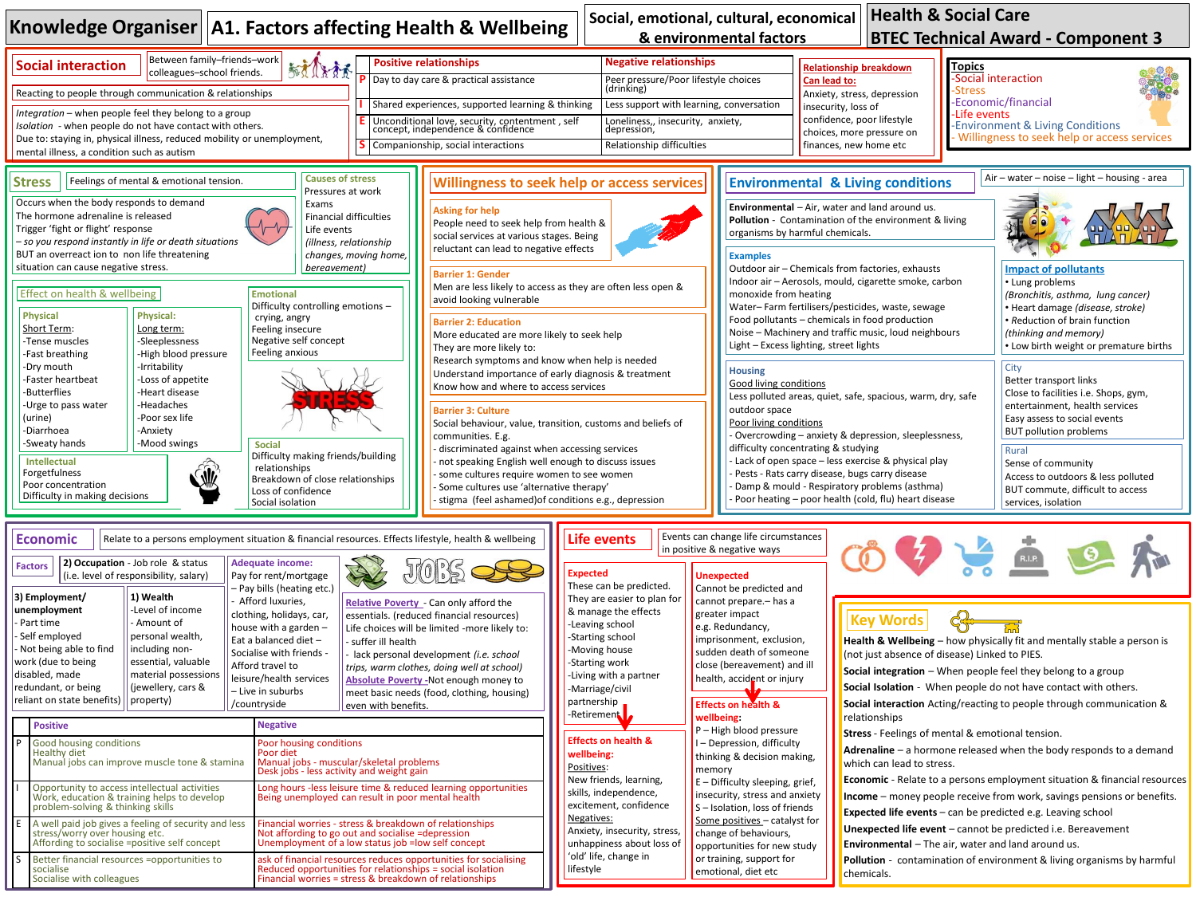# Knowledge Organiser — A1. Factors affecting Health & Wellbeing

**Social, emotional, cultural, economical & environmental factors**

**Health & Social Care — BTEC Technical Award - Component 3**

## Social interaction

Between family–friends–work colleagues–school friends.

Reacting to people through communication & relationships

*Integration* – when people feel they belong to a group
*Isolation* – when people do not have contact with others.
Due to: staying in, physical illness, reduced mobility or unemployment, mental illness, a condition such as autism

| | Positive relationships | Negative relationships |
|---|---|---|
| P | Day to day care & practical assistance | Peer pressure/Poor lifestyle choices (drinking) |
| I | Shared experiences, supported learning & thinking | Less support with learning, conversation |
| E | Unconditional love, security, contentment , self concept, independence & confidence | Loneliness,, insecurity, anxiety, depression, |
| S | Companionship, social interactions | Relationship difficulties |

**Relationship breakdown Can lead to:**
Anxiety, stress, depression insecurity, loss of confidence, poor lifestyle choices, more pressure on finances, new home etc

**Topics**
- Social interaction
- Stress
- Economic/financial
- Life events
- Environment & Living Conditions
- Willingness to seek help or access services

## Stress

Feelings of mental & emotional tension.

Occurs when the body responds to demand
The hormone adrenaline is released
Trigger 'fight or flight' response
*– so you respond instantly in life or death situations*
BUT an overreact ion to non life threatening situation can cause negative stress.

**Causes of stress**
Pressures at work
Exams
Financial difficulties
Life events
*(illness, relationship changes, moving home, bereavement)*

### Effect on health & wellbeing

**Physical**
Short Term:
- Tense muscles
- Fast breathing
- Dry mouth
- Faster heartbeat
- Butterflies
- Urge to pass water (urine)
- Diarrhoea
- Sweaty hands

**Physical:**
Long term:
- Sleeplessness
- High blood pressure
- Irritability
- Loss of appetite
- Heart disease
- Headaches
- Poor sex life
- Anxiety
- Mood swings

**Emotional**
Difficulty controlling emotions – crying, angry
Feeling insecure
Negative self concept
Feeling anxious

**Intellectual**
Forgetfulness
Poor concentration
Difficulty in making decisions

**Social**
Difficulty making friends/building relationships
Breakdown of close relationships
Loss of confidence
Social isolation

## Willingness to seek help or access services

**Asking for help**
People need to seek help from health & social services at various stages. Being reluctant can lead to negative effects

**Barrier 1: Gender**
Men are less likely to access as they are often less open & avoid looking vulnerable

**Barrier 2: Education**
More educated are more likely to seek help
They are more likely to:
Research symptoms and know when help is needed
Understand importance of early diagnosis & treatment
Know how and where to access services

**Barrier 3: Culture**
Social behaviour, value, transition, customs and beliefs of communities. E.g.
- discriminated against when accessing services
- not speaking English well enough to discuss issues
- some cultures require women to see women
- Some cultures use 'alternative therapy'
- stigma (feel ashamed)of conditions e.g., depression

## Environmental & Living conditions

Air – water – noise – light – housing - area

**Environmental** – Air, water and land around us.
**Pollution** - Contamination of the environment & living organisms by harmful chemicals.

**Examples**
Outdoor air – Chemicals from factories, exhausts
Indoor air – Aerosols, mould, cigarette smoke, carbon monoxide from heating
Water– Farm fertilisers/pesticides, waste, sewage
Food pollutants – chemicals in food production
Noise – Machinery and traffic music, loud neighbours
Light – Excess lighting, street lights

**Impact of pollutants**
- Lung problems *(Bronchitis, asthma, lung cancer)*
- Heart damage *(disease, stroke)*
- Reduction of brain function *(thinking and memory)*
- Low birth weight or premature births

**Housing**
Good living conditions
Less polluted areas, quiet, safe, spacious, warm, dry, safe outdoor space
Poor living conditions
- Overcrowding – anxiety & depression, sleeplessness, difficulty concentrating & studying
- Lack of open space – less exercise & physical play
- Pests - Rats carry disease, bugs carry disease
- Damp & mould - Respiratory problems (asthma)
- Poor heating – poor health (cold, flu) heart disease

**City**
Better transport links
Close to facilities i.e. Shops, gym, entertainment, health services
Easy assess to social events
BUT pollution problems

**Rural**
Sense of community
Access to outdoors & less polluted
BUT commute, difficult to access services, isolation

## Economic

Relate to a persons employment situation & financial resources. Effects lifestyle, health & wellbeing

**Factors**

**2) Occupation** - Job role & status (i.e. level of responsibility, salary)

**3) Employment/ unemployment**
- Part time
- Self employed
- Not being able to find work (due to being disabled, made redundant, or being reliant on state benefits)

**1) Wealth**
- Level of income
- Amount of personal wealth, including non-essential, valuable material possessions (jewellery, cars & property)

**Adequate income:**
Pay for rent/mortgage
– Pay bills (heating etc.)
- Afford luxuries, clothing, holidays, car, house with a garden – Eat a balanced diet – Socialise with friends - Afford travel to leisure/health services
– Live in suburbs /countryside

**Relative Poverty** - Can only afford the essentials. (reduced financial resources)
Life choices will be limited -more likely to:
- suffer ill health
- lack personal development *(i.e. school trips, warm clothes, doing well at school)*

**Absolute Poverty** -Not enough money to meet basic needs (food, clothing, housing) even with benefits.

| | Positive | Negative |
|---|---|---|
| P | Good housing conditions<br>Healthy diet<br>Manual jobs can improve muscle tone & stamina | Poor housing conditions<br>Poor diet<br>Manual jobs - muscular/skeletal problems<br>Desk jobs - less activity and weight gain |
| I | Opportunity to access intellectual activities<br>Work, education & training helps to develop problem-solving & thinking skills | Long hours -less leisure time & reduced learning opportunities<br>Being unemployed can result in poor mental health |
| E | A well paid job gives a feeling of security and less stress/worry over housing etc.<br>Affording to socialise =positive self concept | Financial worries - stress & breakdown of relationships<br>Not affording to go out and socialise =depression<br>Unemployment of a low status job =low self concept |
| S | Better financial resources =opportunities to socialise<br>Socialise with colleagues | ask of financial resources reduces opportunities for socialising<br>Reduced opportunities for relationships = social isolation<br>Financial worries = stress & breakdown of relationships |

## Life events

Events can change life circumstances in positive & negative ways

**Expected**
These can be predicted. They are easier to plan for & manage the effects
- Leaving school
- Starting school
- Moving house
- Starting work
- Living with a partner
- Marriage/civil partnership
- Retirement

**Effects on health & wellbeing:**
Positives:
New friends, learning, skills, independence, excitement, confidence
Negatives:
Anxiety, insecurity, stress, unhappiness about loss of 'old' life, change in lifestyle

**Unexpected**
Cannot be predicted and cannot prepare.– has a greater impact
e.g. Redundancy, imprisonment, exclusion, sudden death of someone close (bereavement) and ill health, accident or injury

**Effects on health & wellbeing:**
P – High blood pressure
I – Depression, difficulty thinking & decision making, memory
E – Difficulty sleeping, grief, insecurity, stress and anxiety
S – Isolation, loss of friends
Some positives – catalyst for change of behaviours, opportunities for new study or training, support for emotional, diet etc

## Key Words

**Health & Wellbeing** – how physically fit and mentally stable a person is (not just absence of disease) Linked to PIES.
**Social integration** – When people feel they belong to a group
**Social Isolation** - When people do not have contact with others.
**Social interaction** Acting/reacting to people through communication & relationships
**Stress** - Feelings of mental & emotional tension.
**Adrenaline** – a hormone released when the body responds to a demand which can lead to stress.
**Economic** - Relate to a persons employment situation & financial resources
**Income** – money people receive from work, savings pensions or benefits.
**Expected life events** – can be predicted e.g. Leaving school
**Unexpected life event** – cannot be predicted i.e. Bereavement
**Environmental** – The air, water and land around us.
**Pollution** - contamination of environment & living organisms by harmful chemicals.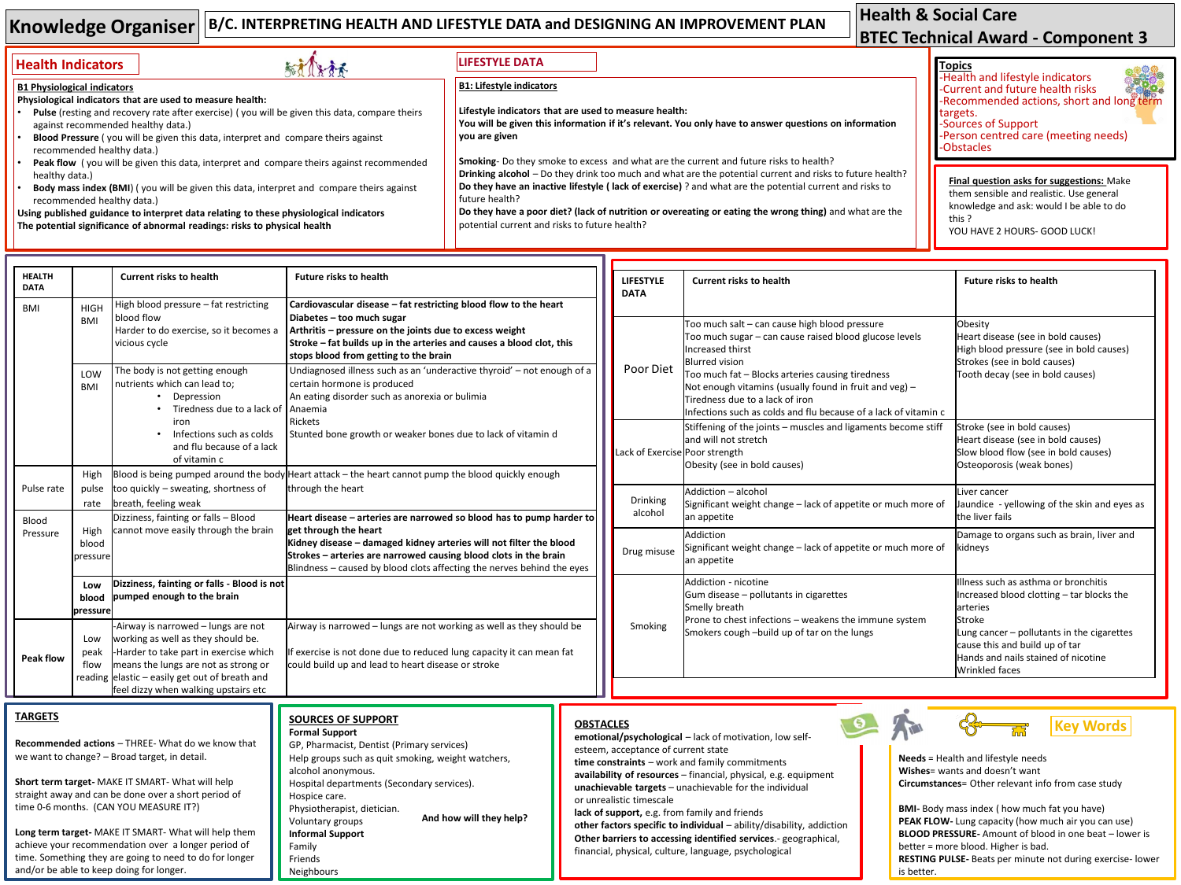# Knowledge Organiser

## B/C. INTERPRETING HEALTH AND LIFESTYLE DATA and DESIGNING AN IMPROVEMENT PLAN

**Health & Social Care**
**BTEC Technical Award - Component 3**

## Health Indicators

**B1 Physiological indicators**

**Physiological indicators that are used to measure health:**

- **Pulse** (resting and recovery rate after exercise) ( you will be given this data, compare theirs against recommended healthy data.)
- **Blood Pressure** ( you will be given this data, interpret and compare theirs against recommended healthy data.)
- **Peak flow** ( you will be given this data, interpret and compare theirs against recommended healthy data.)
- **Body mass index (BMI)** ( you will be given this data, interpret and compare theirs against recommended healthy data.)

**Using published guidance to interpret data relating to these physiological indicators**
**The potential significance of abnormal readings: risks to physical health**

## LIFESTYLE DATA

**B1: Lifestyle indicators**

**Lifestyle indicators that are used to measure health:**
**You will be given this information if it's relevant. You only have to answer questions on information you are given**

**Smoking**- Do they smoke to excess and what are the current and future risks to health?
**Drinking alcohol** – Do they drink too much and what are the potential current and risks to future health?
**Do they have an inactive lifestyle ( lack of exercise)** ? and what are the potential current and risks to future health?
**Do they have a poor diet? (lack of nutrition or overeating or eating the wrong thing)** and what are the potential current and risks to future health?

## Topics

- Health and lifestyle indicators
- Current and future health risks
- Recommended actions, short and long term targets.
- Sources of Support
- Person centred care (meeting needs)
- Obstacles

**Final question asks for suggestions:** Make them sensible and realistic. Use general knowledge and ask: would I be able to do this ?
YOU HAVE 2 HOURS- GOOD LUCK!

| HEALTH DATA | | Current risks to health | Future risks to health |
|---|---|---|---|
| BMI | HIGH BMI | High blood pressure – fat restricting blood flow<br>Harder to do exercise, so it becomes a vicious cycle | **Cardiovascular disease – fat restricting blood flow to the heart**<br>**Diabetes – too much sugar**<br>**Arthritis – pressure on the joints due to excess weight**<br>**Stroke – fat builds up in the arteries and causes a blood clot, this stops blood from getting to the brain** |
| | LOW BMI | The body is not getting enough nutrients which can lead to;<br>• Depression<br>• Tiredness due to a lack of iron<br>• Infections such as colds and flu because of a lack of vitamin c | Undiagnosed illness such as an 'underactive thyroid' – not enough of a certain hormone is produced<br>An eating disorder such as anorexia or bulimia<br>Anaemia<br>Rickets<br>Stunted bone growth or weaker bones due to lack of vitamin d |
| Pulse rate | High pulse rate | Blood is being pumped around the body too quickly – sweating, shortness of breath, feeling weak | Heart attack – the heart cannot pump the blood quickly enough through the heart |
| Blood Pressure | High blood pressure | Dizziness, fainting or falls – Blood cannot move easily through the brain | **Heart disease – arteries are narrowed so blood has to pump harder to get through the heart**<br>**Kidney disease – damaged kidney arteries will not filter the blood**<br>**Strokes – arteries are narrowed causing blood clots in the brain**<br>Blindness – caused by blood clots affecting the nerves behind the eyes |
| | **Low blood pressure** | **Dizziness, fainting or falls - Blood is not pumped enough to the brain** | |
| **Peak flow** | Low peak flow reading | -Airway is narrowed – lungs are not working as well as they should be.<br>-Harder to take part in exercise which means the lungs are not as strong or elastic – easily get out of breath and feel dizzy when walking upstairs etc | Airway is narrowed – lungs are not working as well as they should be<br><br>If exercise is not done due to reduced lung capacity it can mean fat could build up and lead to heart disease or stroke |

| LIFESTYLE DATA | Current risks to health | Future risks to health |
|---|---|---|
| Poor Diet | Too much salt – can cause high blood pressure<br>Too much sugar – can cause raised blood glucose levels<br>Increased thirst<br>Blurred vision<br>Too much fat – Blocks arteries causing tiredness<br>Not enough vitamins (usually found in fruit and veg) – Tiredness due to a lack of iron<br>Infections such as colds and flu because of a lack of vitamin c | Obesity<br>Heart disease (see in bold causes)<br>High blood pressure (see in bold causes)<br>Strokes (see in bold causes)<br>Tooth decay (see in bold causes) |
| Lack of Exercise | Stiffening of the joints – muscles and ligaments become stiff and will not stretch<br>Poor strength<br>Obesity (see in bold causes) | Stroke (see in bold causes)<br>Heart disease (see in bold causes)<br>Slow blood flow (see in bold causes)<br>Osteoporosis (weak bones) |
| Drinking alcohol | Addiction – alcohol<br>Significant weight change – lack of appetite or much more of an appetite | Liver cancer<br>Jaundice - yellowing of the skin and eyes as the liver fails |
| Drug misuse | Addiction<br>Significant weight change – lack of appetite or much more of an appetite | Damage to organs such as brain, liver and kidneys |
| Smoking | Addiction - nicotine<br>Gum disease – pollutants in cigarettes<br>Smelly breath<br>Prone to chest infections – weakens the immune system<br>Smokers cough –build up of tar on the lungs | Illness such as asthma or bronchitis<br>Increased blood clotting – tar blocks the arteries<br>Stroke<br>Lung cancer – pollutants in the cigarettes cause this and build up of tar<br>Hands and nails stained of nicotine<br>Wrinkled faces |

## TARGETS

**Recommended actions** – THREE- What do we know that we want to change? – Broad target, in detail.

**Short term target-** MAKE IT SMART- What will help straight away and can be done over a short period of time 0-6 months. (CAN YOU MEASURE IT?)

**Long term target-** MAKE IT SMART- What will help them achieve your recommendation over a longer period of time. Something they are going to need to do for longer and/or be able to keep doing for longer.

## SOURCES OF SUPPORT

**Formal Support**
GP, Pharmacist, Dentist (Primary services)
Help groups such as quit smoking, weight watchers, alcohol anonymous.
Hospital departments (Secondary services).
Hospice care.
Physiotherapist, dietician.
Voluntary groups
**Informal Support**
Family
Friends
Neighbours

**And how will they help?**

## OBSTACLES

**emotional/psychological** – lack of motivation, low self-esteem, acceptance of current state
**time constraints** – work and family commitments
**availability of resources** – financial, physical, e.g. equipment
**unachievable targets** – unachievable for the individual or unrealistic timescale
**lack of support,** e.g. from family and friends
**other factors specific to individual** – ability/disability, addiction
**Other barriers to accessing identified services**.- geographical, financial, physical, culture, language, psychological

## Key Words

**Needs** = Health and lifestyle needs
**Wishes**= wants and doesn't want
**Circumstances**= Other relevant info from case study

**BMI-** Body mass index ( how much fat you have)
**PEAK FLOW-** Lung capacity (how much air you can use)
**BLOOD PRESSURE-** Amount of blood in one beat – lower is better = more blood. Higher is bad.
**RESTING PULSE-** Beats per minute not during exercise- lower is better.